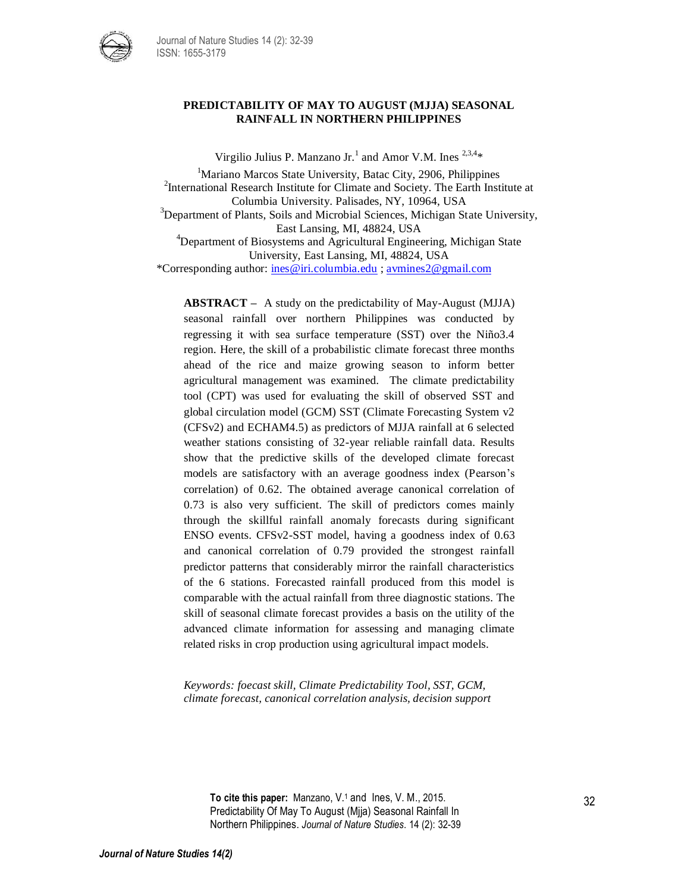# PREDICTABILITY OF MAY TO AUGUST (MJJA) SEASONAL RAINFALL IN NORTHERN PHILIPPINES

Virgilio Julius P. Manzano Jr.[1] and Amor V.M. Ines [2,3,4]*

[1]Mariano Marcos State University, Batac City, 2906, Philippines
[2]International Research Institute for Climate and Society. The Earth Institute at Columbia University. Palisades, NY, 10964, USA
[3]Department of Plants, Soils and Microbial Sciences, Michigan State University, East Lansing, MI, 48824, USA
[4]Department of Biosystems and Agricultural Engineering, Michigan State University, East Lansing, MI, 48824, USA
*Corresponding author: ines@iri.columbia.edu ; avmines2@gmail.com

**ABSTRACT –** A study on the predictability of May-August (MJJA) seasonal rainfall over northern Philippines was conducted by regressing it with sea surface temperature (SST) over the Niño3.4 region. Here, the skill of a probabilistic climate forecast three months ahead of the rice and maize growing season to inform better agricultural management was examined. The climate predictability tool (CPT) was used for evaluating the skill of observed SST and global circulation model (GCM) SST (Climate Forecasting System v2 (CFSv2) and ECHAM4.5) as predictors of MJJA rainfall at 6 selected weather stations consisting of 32-year reliable rainfall data. Results show that the predictive skills of the developed climate forecast models are satisfactory with an average goodness index (Pearson's correlation) of 0.62. The obtained average canonical correlation of 0.73 is also very sufficient. The skill of predictors comes mainly through the skillful rainfall anomaly forecasts during significant ENSO events. CFSv2-SST model, having a goodness index of 0.63 and canonical correlation of 0.79 provided the strongest rainfall predictor patterns that considerably mirror the rainfall characteristics of the 6 stations. Forecasted rainfall produced from this model is comparable with the actual rainfall from three diagnostic stations. The skill of seasonal climate forecast provides a basis on the utility of the advanced climate information for assessing and managing climate related risks in crop production using agricultural impact models.

*Keywords: foecast skill, Climate Predictability Tool, SST, GCM, climate forecast, canonical correlation analysis, decision support*

**To cite this paper:** Manzano, V.[1] and Ines, V. M., 2015. Predictability Of May To August (Mjja) Seasonal Rainfall In Northern Philippines. *Journal of Nature Studies*. 14 (2): 32-39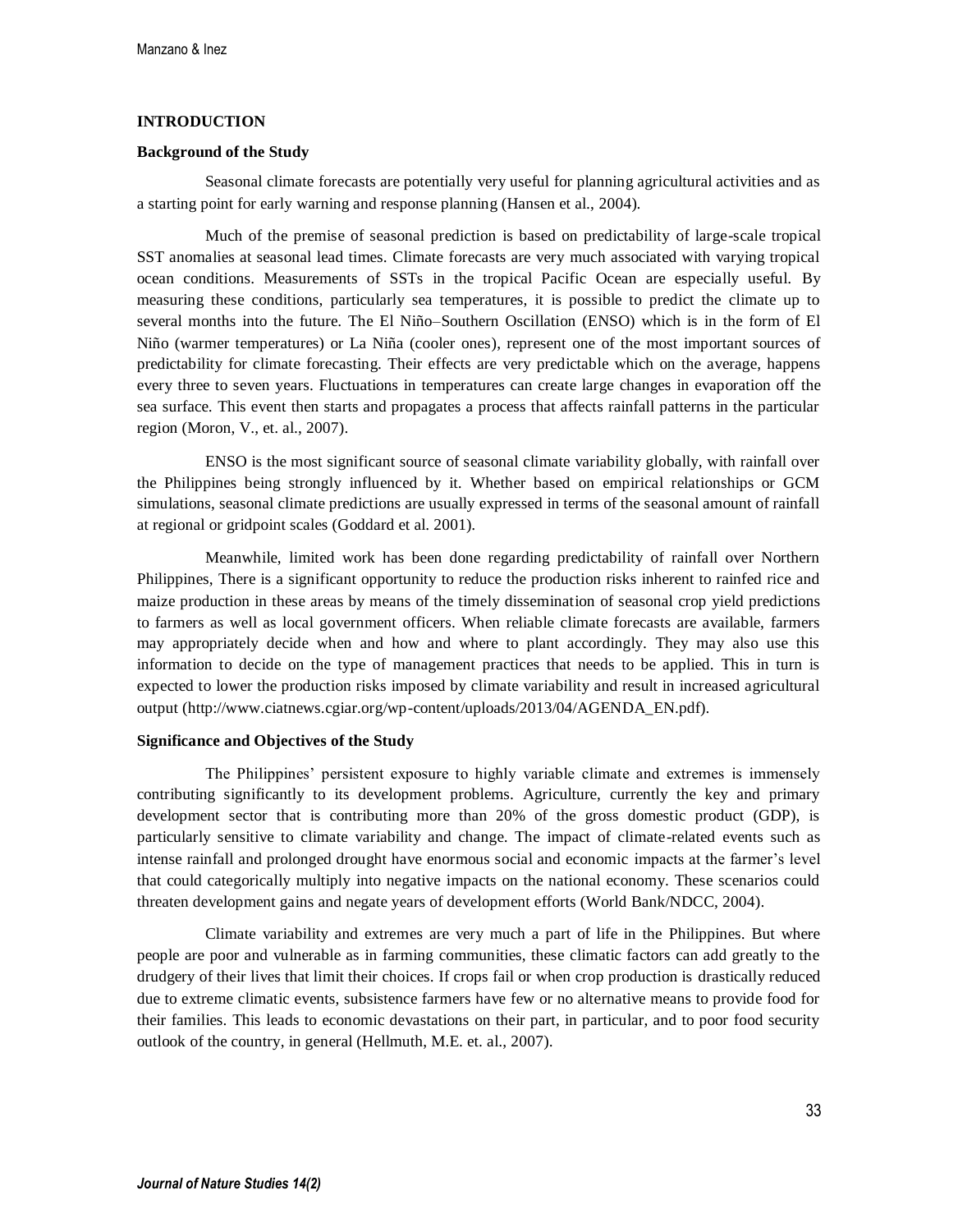## INTRODUCTION

### Background of the Study

Seasonal climate forecasts are potentially very useful for planning agricultural activities and as a starting point for early warning and response planning (Hansen et al., 2004).

Much of the premise of seasonal prediction is based on predictability of large-scale tropical SST anomalies at seasonal lead times. Climate forecasts are very much associated with varying tropical ocean conditions. Measurements of SSTs in the tropical Pacific Ocean are especially useful. By measuring these conditions, particularly sea temperatures, it is possible to predict the climate up to several months into the future. The El Niño–Southern Oscillation (ENSO) which is in the form of El Niño (warmer temperatures) or La Niña (cooler ones), represent one of the most important sources of predictability for climate forecasting. Their effects are very predictable which on the average, happens every three to seven years. Fluctuations in temperatures can create large changes in evaporation off the sea surface. This event then starts and propagates a process that affects rainfall patterns in the particular region (Moron, V., et. al., 2007).

ENSO is the most significant source of seasonal climate variability globally, with rainfall over the Philippines being strongly influenced by it. Whether based on empirical relationships or GCM simulations, seasonal climate predictions are usually expressed in terms of the seasonal amount of rainfall at regional or gridpoint scales (Goddard et al. 2001).

Meanwhile, limited work has been done regarding predictability of rainfall over Northern Philippines, There is a significant opportunity to reduce the production risks inherent to rainfed rice and maize production in these areas by means of the timely dissemination of seasonal crop yield predictions to farmers as well as local government officers. When reliable climate forecasts are available, farmers may appropriately decide when and how and where to plant accordingly. They may also use this information to decide on the type of management practices that needs to be applied. This in turn is expected to lower the production risks imposed by climate variability and result in increased agricultural output (http://www.ciatnews.cgiar.org/wp-content/uploads/2013/04/AGENDA_EN.pdf).

### Significance and Objectives of the Study

The Philippines' persistent exposure to highly variable climate and extremes is immensely contributing significantly to its development problems. Agriculture, currently the key and primary development sector that is contributing more than 20% of the gross domestic product (GDP), is particularly sensitive to climate variability and change. The impact of climate-related events such as intense rainfall and prolonged drought have enormous social and economic impacts at the farmer's level that could categorically multiply into negative impacts on the national economy. These scenarios could threaten development gains and negate years of development efforts (World Bank/NDCC, 2004).

Climate variability and extremes are very much a part of life in the Philippines. But where people are poor and vulnerable as in farming communities, these climatic factors can add greatly to the drudgery of their lives that limit their choices. If crops fail or when crop production is drastically reduced due to extreme climatic events, subsistence farmers have few or no alternative means to provide food for their families. This leads to economic devastations on their part, in particular, and to poor food security outlook of the country, in general (Hellmuth, M.E. et. al., 2007).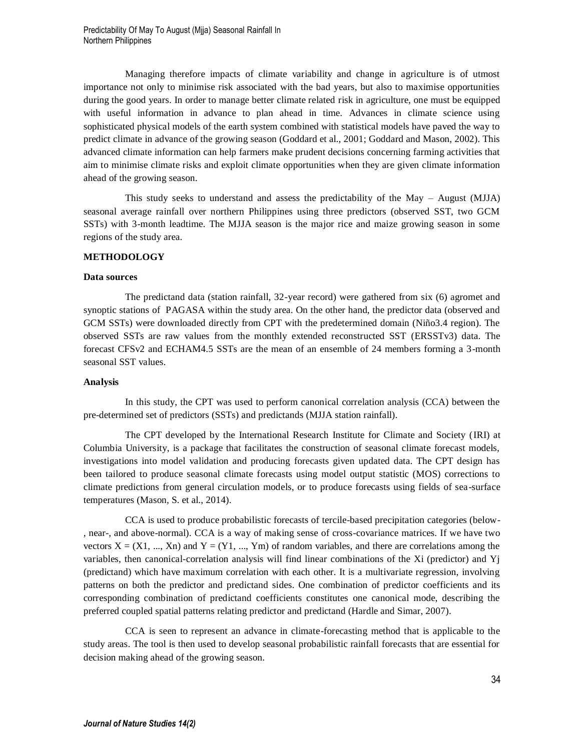Managing therefore impacts of climate variability and change in agriculture is of utmost importance not only to minimise risk associated with the bad years, but also to maximise opportunities during the good years. In order to manage better climate related risk in agriculture, one must be equipped with useful information in advance to plan ahead in time. Advances in climate science using sophisticated physical models of the earth system combined with statistical models have paved the way to predict climate in advance of the growing season (Goddard et al., 2001; Goddard and Mason, 2002). This advanced climate information can help farmers make prudent decisions concerning farming activities that aim to minimise climate risks and exploit climate opportunities when they are given climate information ahead of the growing season.

This study seeks to understand and assess the predictability of the May – August (MJJA) seasonal average rainfall over northern Philippines using three predictors (observed SST, two GCM SSTs) with 3-month leadtime. The MJJA season is the major rice and maize growing season in some regions of the study area.

## METHODOLOGY

### Data sources

The predictand data (station rainfall, 32-year record) were gathered from six (6) agromet and synoptic stations of PAGASA within the study area. On the other hand, the predictor data (observed and GCM SSTs) were downloaded directly from CPT with the predetermined domain (Niño3.4 region). The observed SSTs are raw values from the monthly extended reconstructed SST (ERSSTv3) data. The forecast CFSv2 and ECHAM4.5 SSTs are the mean of an ensemble of 24 members forming a 3-month seasonal SST values.

### Analysis

In this study, the CPT was used to perform canonical correlation analysis (CCA) between the pre-determined set of predictors (SSTs) and predictands (MJJA station rainfall).

The CPT developed by the International Research Institute for Climate and Society (IRI) at Columbia University, is a package that facilitates the construction of seasonal climate forecast models, investigations into model validation and producing forecasts given updated data. The CPT design has been tailored to produce seasonal climate forecasts using model output statistic (MOS) corrections to climate predictions from general circulation models, or to produce forecasts using fields of sea-surface temperatures (Mason, S. et al., 2014).

CCA is used to produce probabilistic forecasts of tercile-based precipitation categories (below-, near-, and above-normal). CCA is a way of making sense of cross-covariance matrices. If we have two vectors $X = (X1, ..., Xn)$ and $Y = (Y1, ..., Ym)$ of random variables, and there are correlations among the variables, then canonical-correlation analysis will find linear combinations of the $X_i$ (predictor) and $Y_j$ (predictand) which have maximum correlation with each other. It is a multivariate regression, involving patterns on both the predictor and predictand sides. One combination of predictor coefficients and its corresponding combination of predictand coefficients constitutes one canonical mode, describing the preferred coupled spatial patterns relating predictor and predictand (Hardle and Simar, 2007).

CCA is seen to represent an advance in climate-forecasting method that is applicable to the study areas. The tool is then used to develop seasonal probabilistic rainfall forecasts that are essential for decision making ahead of the growing season.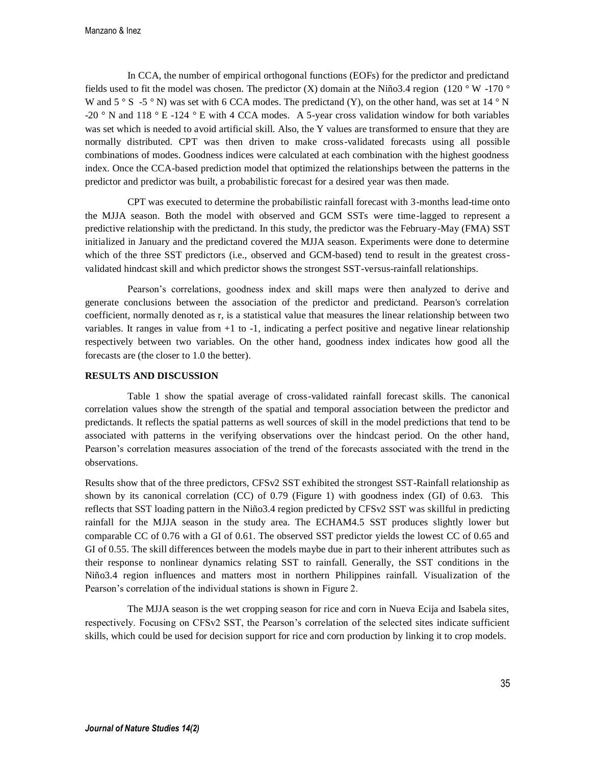In CCA, the number of empirical orthogonal functions (EOFs) for the predictor and predictand fields used to fit the model was chosen. The predictor (X) domain at the Niño3.4 region (120 ° W -170 ° W and 5 ° S -5 ° N) was set with 6 CCA modes. The predictand (Y), on the other hand, was set at 14 ° N -20 ° N and 118 ° E -124 ° E with 4 CCA modes. A 5-year cross validation window for both variables was set which is needed to avoid artificial skill. Also, the Y values are transformed to ensure that they are normally distributed. CPT was then driven to make cross-validated forecasts using all possible combinations of modes. Goodness indices were calculated at each combination with the highest goodness index. Once the CCA-based prediction model that optimized the relationships between the patterns in the predictor and predictor was built, a probabilistic forecast for a desired year was then made.

CPT was executed to determine the probabilistic rainfall forecast with 3-months lead-time onto the MJJA season. Both the model with observed and GCM SSTs were time-lagged to represent a predictive relationship with the predictand. In this study, the predictor was the February-May (FMA) SST initialized in January and the predictand covered the MJJA season. Experiments were done to determine which of the three SST predictors (i.e., observed and GCM-based) tend to result in the greatest cross-validated hindcast skill and which predictor shows the strongest SST-versus-rainfall relationships.

Pearson's correlations, goodness index and skill maps were then analyzed to derive and generate conclusions between the association of the predictor and predictand. Pearson's correlation coefficient, normally denoted as r, is a statistical value that measures the linear relationship between two variables. It ranges in value from +1 to -1, indicating a perfect positive and negative linear relationship respectively between two variables. On the other hand, goodness index indicates how good all the forecasts are (the closer to 1.0 the better).

## RESULTS AND DISCUSSION

Table 1 show the spatial average of cross-validated rainfall forecast skills. The canonical correlation values show the strength of the spatial and temporal association between the predictor and predictands. It reflects the spatial patterns as well sources of skill in the model predictions that tend to be associated with patterns in the verifying observations over the hindcast period. On the other hand, Pearson's correlation measures association of the trend of the forecasts associated with the trend in the observations.

Results show that of the three predictors, CFSv2 SST exhibited the strongest SST-Rainfall relationship as shown by its canonical correlation (CC) of 0.79 (Figure 1) with goodness index (GI) of 0.63. This reflects that SST loading pattern in the Niño3.4 region predicted by CFSv2 SST was skillful in predicting rainfall for the MJJA season in the study area. The ECHAM4.5 SST produces slightly lower but comparable CC of 0.76 with a GI of 0.61. The observed SST predictor yields the lowest CC of 0.65 and GI of 0.55. The skill differences between the models maybe due in part to their inherent attributes such as their response to nonlinear dynamics relating SST to rainfall. Generally, the SST conditions in the Niño3.4 region influences and matters most in northern Philippines rainfall. Visualization of the Pearson's correlation of the individual stations is shown in Figure 2.

The MJJA season is the wet cropping season for rice and corn in Nueva Ecija and Isabela sites, respectively. Focusing on CFSv2 SST, the Pearson's correlation of the selected sites indicate sufficient skills, which could be used for decision support for rice and corn production by linking it to crop models.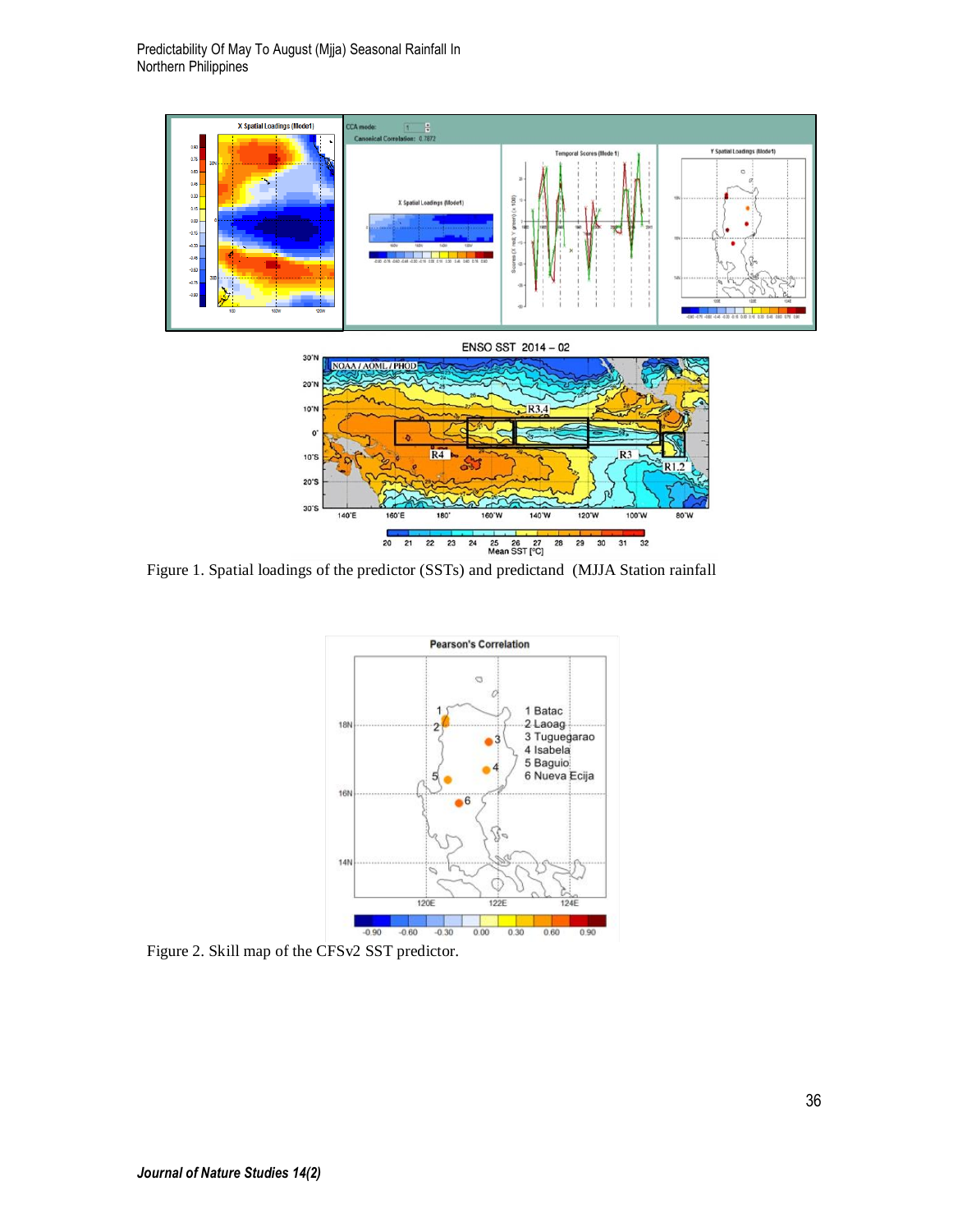Figure 1. Spatial loadings of the predictor (SSTs) and predictand (MJJA Station rainfall

Figure 2. Skill map of the CFSv2 SST predictor.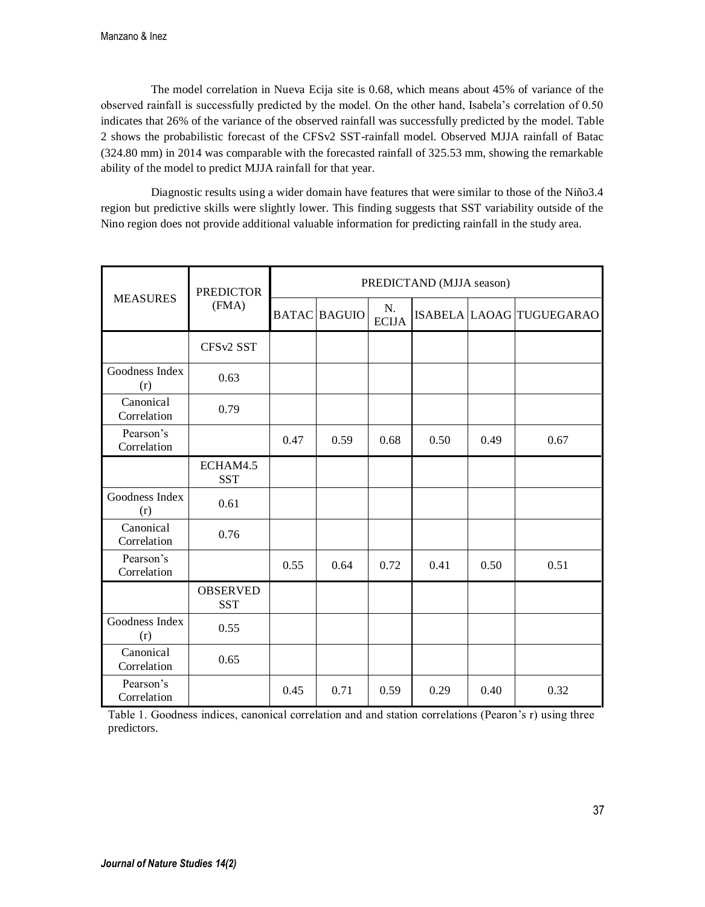The model correlation in Nueva Ecija site is 0.68, which means about 45% of variance of the observed rainfall is successfully predicted by the model. On the other hand, Isabela's correlation of 0.50 indicates that 26% of the variance of the observed rainfall was successfully predicted by the model. Table 2 shows the probabilistic forecast of the CFSv2 SST-rainfall model. Observed MJJA rainfall of Batac (324.80 mm) in 2014 was comparable with the forecasted rainfall of 325.53 mm, showing the remarkable ability of the model to predict MJJA rainfall for that year.

Diagnostic results using a wider domain have features that were similar to those of the Niño3.4 region but predictive skills were slightly lower. This finding suggests that SST variability outside of the Nino region does not provide additional valuable information for predicting rainfall in the study area.

| MEASURES | PREDICTOR (FMA) | PREDICTAND (MJJA season) | | | | | |
|---|---|---|---|---|---|---|---|
| | | BATAC | BAGUIO | N. ECIJA | ISABELA | LAOAG | TUGUEGARAO |
| | CFSv2 SST | | | | | | |
| Goodness Index (r) | 0.63 | | | | | | |
| Canonical Correlation | 0.79 | | | | | | |
| Pearson's Correlation | | 0.47 | 0.59 | 0.68 | 0.50 | 0.49 | 0.67 |
| | ECHAM4.5 SST | | | | | | |
| Goodness Index (r) | 0.61 | | | | | | |
| Canonical Correlation | 0.76 | | | | | | |
| Pearson's Correlation | | 0.55 | 0.64 | 0.72 | 0.41 | 0.50 | 0.51 |
| | OBSERVED SST | | | | | | |
| Goodness Index (r) | 0.55 | | | | | | |
| Canonical Correlation | 0.65 | | | | | | |
| Pearson's Correlation | | 0.45 | 0.71 | 0.59 | 0.29 | 0.40 | 0.32 |

Table 1. Goodness indices, canonical correlation and and station correlations (Pearon's r) using three predictors.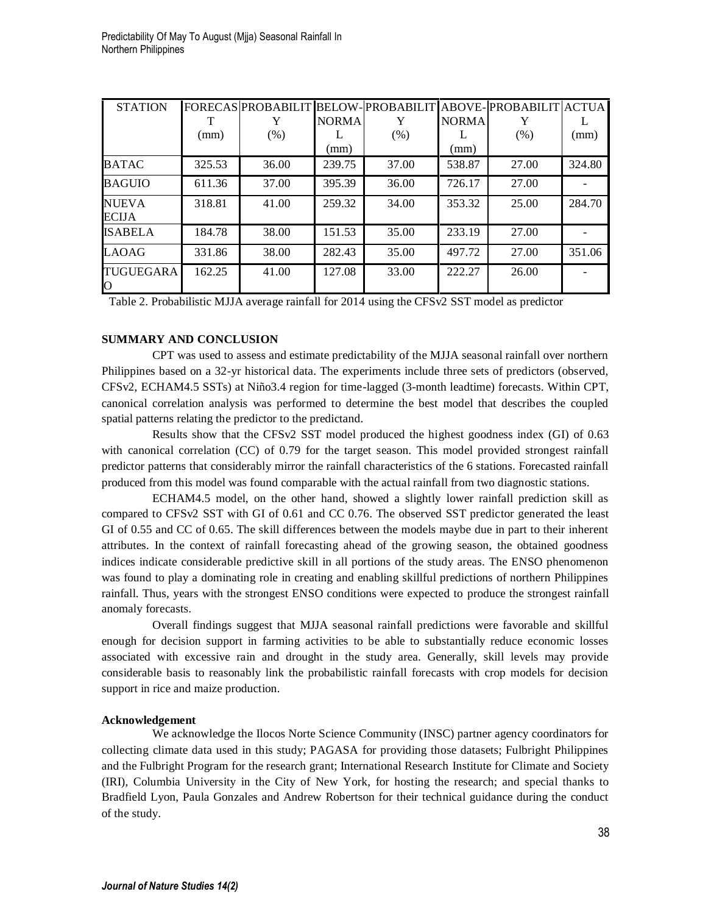| STATION | FORECAST (mm) | PROBABILITY (%) | BELOW-NORMAL (mm) | PROBABILITY (%) | ABOVE-NORMAL (mm) | PROBABILITY (%) | ACTUAL (mm) |
|---|---|---|---|---|---|---|---|
| BATAC | 325.53 | 36.00 | 239.75 | 37.00 | 538.87 | 27.00 | 324.80 |
| BAGUIO | 611.36 | 37.00 | 395.39 | 36.00 | 726.17 | 27.00 | - |
| NUEVA ECIJA | 318.81 | 41.00 | 259.32 | 34.00 | 353.32 | 25.00 | 284.70 |
| ISABELA | 184.78 | 38.00 | 151.53 | 35.00 | 233.19 | 27.00 | - |
| LAOAG | 331.86 | 38.00 | 282.43 | 35.00 | 497.72 | 27.00 | 351.06 |
| TUGUEGARAO | 162.25 | 41.00 | 127.08 | 33.00 | 222.27 | 26.00 | - |

Table 2. Probabilistic MJJA average rainfall for 2014 using the CFSv2 SST model as predictor

**SUMMARY AND CONCLUSION**

CPT was used to assess and estimate predictability of the MJJA seasonal rainfall over northern Philippines based on a 32-yr historical data. The experiments include three sets of predictors (observed, CFSv2, ECHAM4.5 SSTs) at Niño3.4 region for time-lagged (3-month leadtime) forecasts. Within CPT, canonical correlation analysis was performed to determine the best model that describes the coupled spatial patterns relating the predictor to the predictand.

Results show that the CFSv2 SST model produced the highest goodness index (GI) of 0.63 with canonical correlation (CC) of 0.79 for the target season. This model provided strongest rainfall predictor patterns that considerably mirror the rainfall characteristics of the 6 stations. Forecasted rainfall produced from this model was found comparable with the actual rainfall from two diagnostic stations.

ECHAM4.5 model, on the other hand, showed a slightly lower rainfall prediction skill as compared to CFSv2 SST with GI of 0.61 and CC 0.76. The observed SST predictor generated the least GI of 0.55 and CC of 0.65. The skill differences between the models maybe due in part to their inherent attributes. In the context of rainfall forecasting ahead of the growing season, the obtained goodness indices indicate considerable predictive skill in all portions of the study areas. The ENSO phenomenon was found to play a dominating role in creating and enabling skillful predictions of northern Philippines rainfall. Thus, years with the strongest ENSO conditions were expected to produce the strongest rainfall anomaly forecasts.

Overall findings suggest that MJJA seasonal rainfall predictions were favorable and skillful enough for decision support in farming activities to be able to substantially reduce economic losses associated with excessive rain and drought in the study area. Generally, skill levels may provide considerable basis to reasonably link the probabilistic rainfall forecasts with crop models for decision support in rice and maize production.

**Acknowledgement**

We acknowledge the Ilocos Norte Science Community (INSC) partner agency coordinators for collecting climate data used in this study; PAGASA for providing those datasets; Fulbright Philippines and the Fulbright Program for the research grant; International Research Institute for Climate and Society (IRI), Columbia University in the City of New York, for hosting the research; and special thanks to Bradfield Lyon, Paula Gonzales and Andrew Robertson for their technical guidance during the conduct of the study.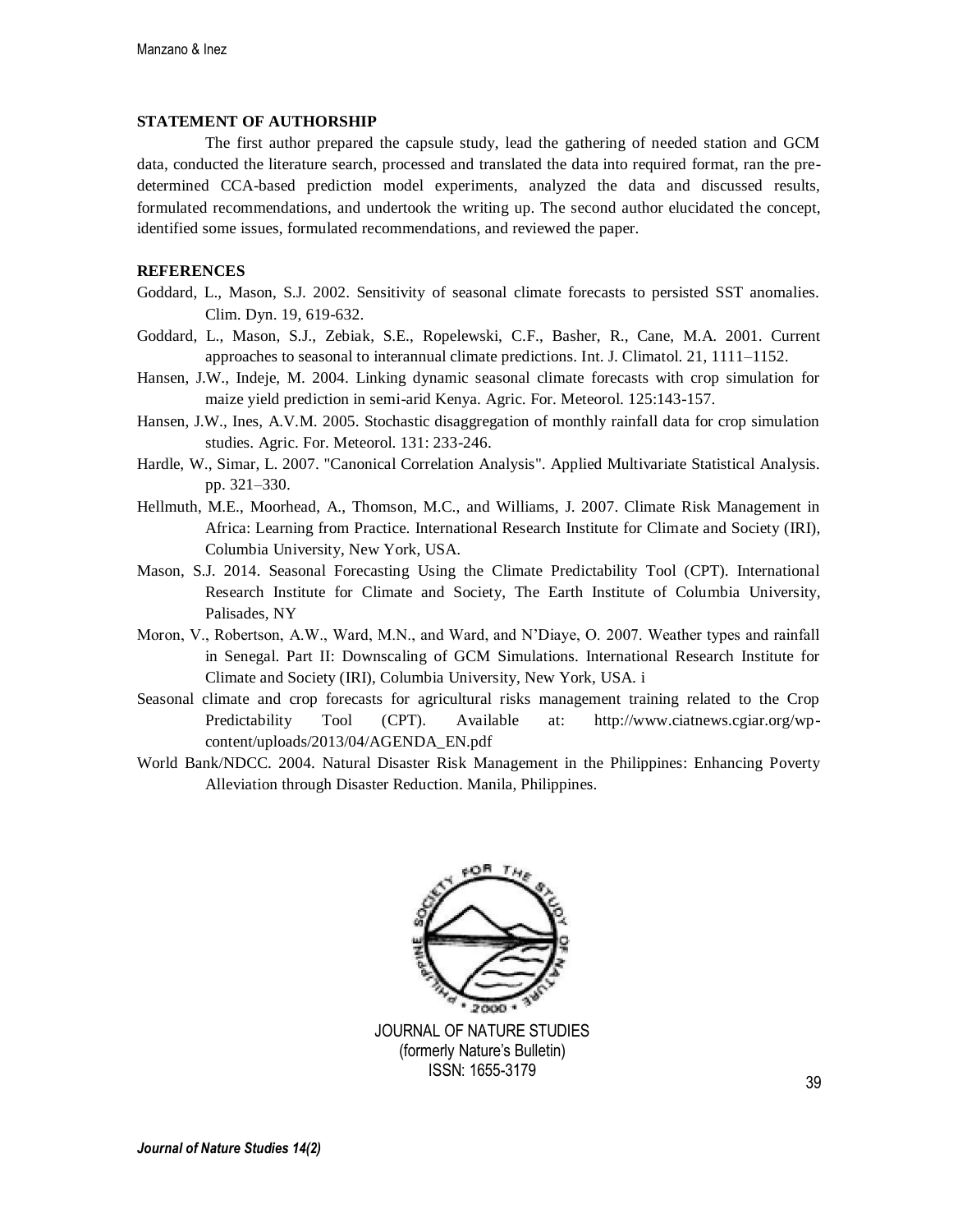## STATEMENT OF AUTHORSHIP

The first author prepared the capsule study, lead the gathering of needed station and GCM data, conducted the literature search, processed and translated the data into required format, ran the pre-determined CCA-based prediction model experiments, analyzed the data and discussed results, formulated recommendations, and undertook the writing up. The second author elucidated the concept, identified some issues, formulated recommendations, and reviewed the paper.

## REFERENCES

Goddard, L., Mason, S.J. 2002. Sensitivity of seasonal climate forecasts to persisted SST anomalies. Clim. Dyn. 19, 619-632.

Goddard, L., Mason, S.J., Zebiak, S.E., Ropelewski, C.F., Basher, R., Cane, M.A. 2001. Current approaches to seasonal to interannual climate predictions. Int. J. Climatol. 21, 1111–1152.

Hansen, J.W., Indeje, M. 2004. Linking dynamic seasonal climate forecasts with crop simulation for maize yield prediction in semi-arid Kenya. Agric. For. Meteorol. 125:143-157.

Hansen, J.W., Ines, A.V.M. 2005. Stochastic disaggregation of monthly rainfall data for crop simulation studies. Agric. For. Meteorol. 131: 233-246.

Hardle, W., Simar, L. 2007. "Canonical Correlation Analysis". Applied Multivariate Statistical Analysis. pp. 321–330.

Hellmuth, M.E., Moorhead, A., Thomson, M.C., and Williams, J. 2007. Climate Risk Management in Africa: Learning from Practice. International Research Institute for Climate and Society (IRI), Columbia University, New York, USA.

Mason, S.J. 2014. Seasonal Forecasting Using the Climate Predictability Tool (CPT). International Research Institute for Climate and Society, The Earth Institute of Columbia University, Palisades, NY

Moron, V., Robertson, A.W., Ward, M.N., and Ward, and N'Diaye, O. 2007. Weather types and rainfall in Senegal. Part II: Downscaling of GCM Simulations. International Research Institute for Climate and Society (IRI), Columbia University, New York, USA. i

Seasonal climate and crop forecasts for agricultural risks management training related to the Crop Predictability Tool (CPT). Available at: http://www.ciatnews.cgiar.org/wp-content/uploads/2013/04/AGENDA_EN.pdf

World Bank/NDCC. 2004. Natural Disaster Risk Management in the Philippines: Enhancing Poverty Alleviation through Disaster Reduction. Manila, Philippines.

JOURNAL OF NATURE STUDIES
(formerly Nature's Bulletin)
ISSN: 1655-3179